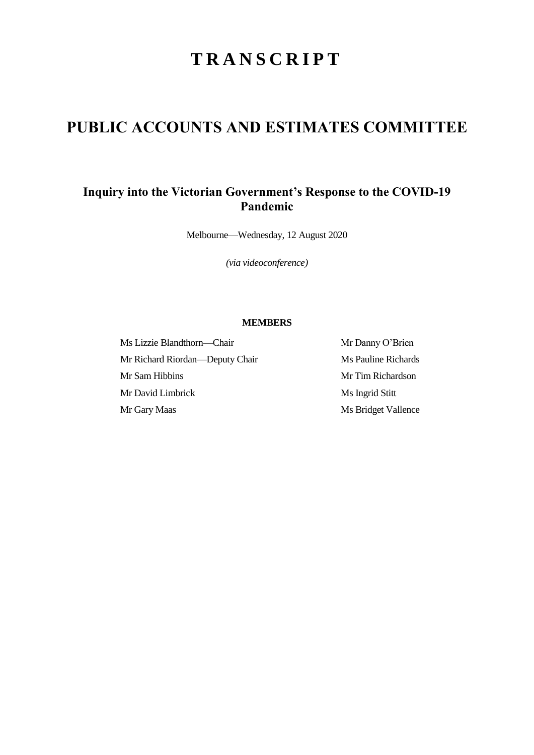# TRANSCRIPT

# PUBLIC ACCOUNTS AND ESTIMATES COMMITTEE

## Inquiry into the Victorian Government's Response to the COVID-19 Pandemic

Melbourne—Wednesday, 12 August 2020

*(via videoconference)*

**MEMBERS**

| | |
|---|---|
| Ms Lizzie Blandthorn—Chair | Mr Danny O'Brien |
| Mr Richard Riordan—Deputy Chair | Ms Pauline Richards |
| Mr Sam Hibbins | Mr Tim Richardson |
| Mr David Limbrick | Ms Ingrid Stitt |
| Mr Gary Maas | Ms Bridget Vallence |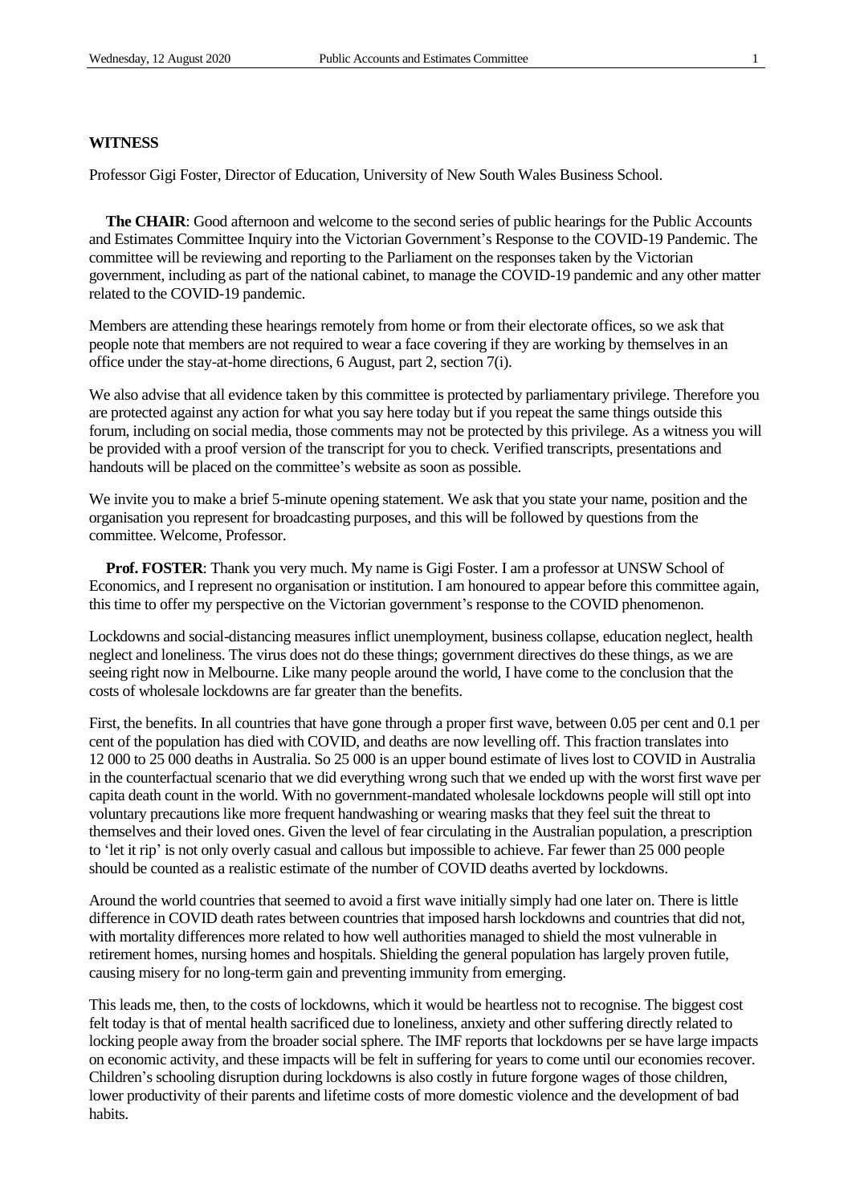**WITNESS**

Professor Gigi Foster, Director of Education, University of New South Wales Business School.

**The CHAIR**: Good afternoon and welcome to the second series of public hearings for the Public Accounts and Estimates Committee Inquiry into the Victorian Government's Response to the COVID-19 Pandemic. The committee will be reviewing and reporting to the Parliament on the responses taken by the Victorian government, including as part of the national cabinet, to manage the COVID-19 pandemic and any other matter related to the COVID-19 pandemic.

Members are attending these hearings remotely from home or from their electorate offices, so we ask that people note that members are not required to wear a face covering if they are working by themselves in an office under the stay-at-home directions, 6 August, part 2, section 7(i).

We also advise that all evidence taken by this committee is protected by parliamentary privilege. Therefore you are protected against any action for what you say here today but if you repeat the same things outside this forum, including on social media, those comments may not be protected by this privilege. As a witness you will be provided with a proof version of the transcript for you to check. Verified transcripts, presentations and handouts will be placed on the committee's website as soon as possible.

We invite you to make a brief 5-minute opening statement. We ask that you state your name, position and the organisation you represent for broadcasting purposes, and this will be followed by questions from the committee. Welcome, Professor.

**Prof. FOSTER**: Thank you very much. My name is Gigi Foster. I am a professor at UNSW School of Economics, and I represent no organisation or institution. I am honoured to appear before this committee again, this time to offer my perspective on the Victorian government's response to the COVID phenomenon.

Lockdowns and social-distancing measures inflict unemployment, business collapse, education neglect, health neglect and loneliness. The virus does not do these things; government directives do these things, as we are seeing right now in Melbourne. Like many people around the world, I have come to the conclusion that the costs of wholesale lockdowns are far greater than the benefits.

First, the benefits. In all countries that have gone through a proper first wave, between 0.05 per cent and 0.1 per cent of the population has died with COVID, and deaths are now levelling off. This fraction translates into 12 000 to 25 000 deaths in Australia. So 25 000 is an upper bound estimate of lives lost to COVID in Australia in the counterfactual scenario that we did everything wrong such that we ended up with the worst first wave per capita death count in the world. With no government-mandated wholesale lockdowns people will still opt into voluntary precautions like more frequent handwashing or wearing masks that they feel suit the threat to themselves and their loved ones. Given the level of fear circulating in the Australian population, a prescription to 'let it rip' is not only overly casual and callous but impossible to achieve. Far fewer than 25 000 people should be counted as a realistic estimate of the number of COVID deaths averted by lockdowns.

Around the world countries that seemed to avoid a first wave initially simply had one later on. There is little difference in COVID death rates between countries that imposed harsh lockdowns and countries that did not, with mortality differences more related to how well authorities managed to shield the most vulnerable in retirement homes, nursing homes and hospitals. Shielding the general population has largely proven futile, causing misery for no long-term gain and preventing immunity from emerging.

This leads me, then, to the costs of lockdowns, which it would be heartless not to recognise. The biggest cost felt today is that of mental health sacrificed due to loneliness, anxiety and other suffering directly related to locking people away from the broader social sphere. The IMF reports that lockdowns per se have large impacts on economic activity, and these impacts will be felt in suffering for years to come until our economies recover. Children's schooling disruption during lockdowns is also costly in future forgone wages of those children, lower productivity of their parents and lifetime costs of more domestic violence and the development of bad habits.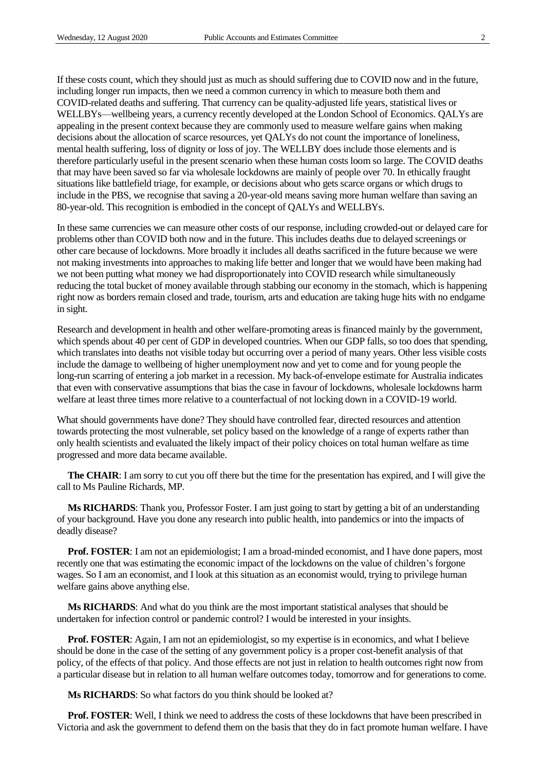If these costs count, which they should just as much as should suffering due to COVID now and in the future, including longer run impacts, then we need a common currency in which to measure both them and COVID-related deaths and suffering. That currency can be quality-adjusted life years, statistical lives or WELLBYs—wellbeing years, a currency recently developed at the London School of Economics. QALYs are appealing in the present context because they are commonly used to measure welfare gains when making decisions about the allocation of scarce resources, yet QALYs do not count the importance of loneliness, mental health suffering, loss of dignity or loss of joy. The WELLBY does include those elements and is therefore particularly useful in the present scenario when these human costs loom so large. The COVID deaths that may have been saved so far via wholesale lockdowns are mainly of people over 70. In ethically fraught situations like battlefield triage, for example, or decisions about who gets scarce organs or which drugs to include in the PBS, we recognise that saving a 20-year-old means saving more human welfare than saving an 80-year-old. This recognition is embodied in the concept of QALYs and WELLBYs.

In these same currencies we can measure other costs of our response, including crowded-out or delayed care for problems other than COVID both now and in the future. This includes deaths due to delayed screenings or other care because of lockdowns. More broadly it includes all deaths sacrificed in the future because we were not making investments into approaches to making life better and longer that we would have been making had we not been putting what money we had disproportionately into COVID research while simultaneously reducing the total bucket of money available through stabbing our economy in the stomach, which is happening right now as borders remain closed and trade, tourism, arts and education are taking huge hits with no endgame in sight.

Research and development in health and other welfare-promoting areas is financed mainly by the government, which spends about 40 per cent of GDP in developed countries. When our GDP falls, so too does that spending, which translates into deaths not visible today but occurring over a period of many years. Other less visible costs include the damage to wellbeing of higher unemployment now and yet to come and for young people the long-run scarring of entering a job market in a recession. My back-of-envelope estimate for Australia indicates that even with conservative assumptions that bias the case in favour of lockdowns, wholesale lockdowns harm welfare at least three times more relative to a counterfactual of not locking down in a COVID-19 world.

What should governments have done? They should have controlled fear, directed resources and attention towards protecting the most vulnerable, set policy based on the knowledge of a range of experts rather than only health scientists and evaluated the likely impact of their policy choices on total human welfare as time progressed and more data became available.

**The CHAIR**: I am sorry to cut you off there but the time for the presentation has expired, and I will give the call to Ms Pauline Richards, MP.

**Ms RICHARDS**: Thank you, Professor Foster. I am just going to start by getting a bit of an understanding of your background. Have you done any research into public health, into pandemics or into the impacts of deadly disease?

**Prof. FOSTER**: I am not an epidemiologist; I am a broad-minded economist, and I have done papers, most recently one that was estimating the economic impact of the lockdowns on the value of children's forgone wages. So I am an economist, and I look at this situation as an economist would, trying to privilege human welfare gains above anything else.

**Ms RICHARDS**: And what do you think are the most important statistical analyses that should be undertaken for infection control or pandemic control? I would be interested in your insights.

**Prof. FOSTER**: Again, I am not an epidemiologist, so my expertise is in economics, and what I believe should be done in the case of the setting of any government policy is a proper cost-benefit analysis of that policy, of the effects of that policy. And those effects are not just in relation to health outcomes right now from a particular disease but in relation to all human welfare outcomes today, tomorrow and for generations to come.

**Ms RICHARDS**: So what factors do you think should be looked at?

**Prof. FOSTER**: Well, I think we need to address the costs of these lockdowns that have been prescribed in Victoria and ask the government to defend them on the basis that they do in fact promote human welfare. I have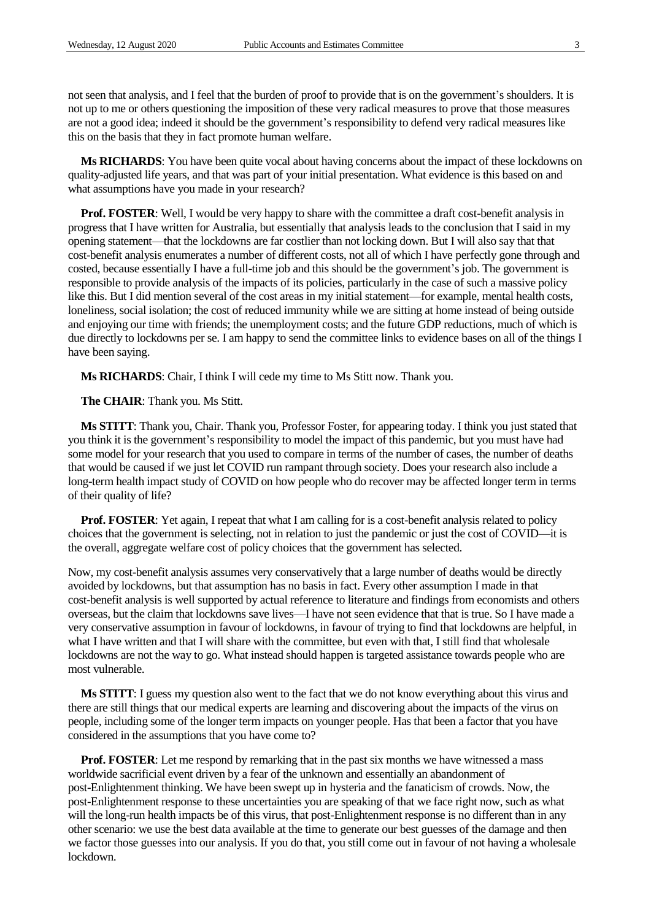not seen that analysis, and I feel that the burden of proof to provide that is on the government's shoulders. It is not up to me or others questioning the imposition of these very radical measures to prove that those measures are not a good idea; indeed it should be the government's responsibility to defend very radical measures like this on the basis that they in fact promote human welfare.

**Ms RICHARDS**: You have been quite vocal about having concerns about the impact of these lockdowns on quality-adjusted life years, and that was part of your initial presentation. What evidence is this based on and what assumptions have you made in your research?

**Prof. FOSTER**: Well, I would be very happy to share with the committee a draft cost-benefit analysis in progress that I have written for Australia, but essentially that analysis leads to the conclusion that I said in my opening statement—that the lockdowns are far costlier than not locking down. But I will also say that that cost-benefit analysis enumerates a number of different costs, not all of which I have perfectly gone through and costed, because essentially I have a full-time job and this should be the government's job. The government is responsible to provide analysis of the impacts of its policies, particularly in the case of such a massive policy like this. But I did mention several of the cost areas in my initial statement—for example, mental health costs, loneliness, social isolation; the cost of reduced immunity while we are sitting at home instead of being outside and enjoying our time with friends; the unemployment costs; and the future GDP reductions, much of which is due directly to lockdowns per se. I am happy to send the committee links to evidence bases on all of the things I have been saying.

**Ms RICHARDS**: Chair, I think I will cede my time to Ms Stitt now. Thank you.

**The CHAIR**: Thank you. Ms Stitt.

**Ms STITT**: Thank you, Chair. Thank you, Professor Foster, for appearing today. I think you just stated that you think it is the government's responsibility to model the impact of this pandemic, but you must have had some model for your research that you used to compare in terms of the number of cases, the number of deaths that would be caused if we just let COVID run rampant through society. Does your research also include a long-term health impact study of COVID on how people who do recover may be affected longer term in terms of their quality of life?

**Prof. FOSTER**: Yet again, I repeat that what I am calling for is a cost-benefit analysis related to policy choices that the government is selecting, not in relation to just the pandemic or just the cost of COVID—it is the overall, aggregate welfare cost of policy choices that the government has selected.

Now, my cost-benefit analysis assumes very conservatively that a large number of deaths would be directly avoided by lockdowns, but that assumption has no basis in fact. Every other assumption I made in that cost-benefit analysis is well supported by actual reference to literature and findings from economists and others overseas, but the claim that lockdowns save lives—I have not seen evidence that that is true. So I have made a very conservative assumption in favour of lockdowns, in favour of trying to find that lockdowns are helpful, in what I have written and that I will share with the committee, but even with that, I still find that wholesale lockdowns are not the way to go. What instead should happen is targeted assistance towards people who are most vulnerable.

**Ms STITT**: I guess my question also went to the fact that we do not know everything about this virus and there are still things that our medical experts are learning and discovering about the impacts of the virus on people, including some of the longer term impacts on younger people. Has that been a factor that you have considered in the assumptions that you have come to?

**Prof. FOSTER**: Let me respond by remarking that in the past six months we have witnessed a mass worldwide sacrificial event driven by a fear of the unknown and essentially an abandonment of post-Enlightenment thinking. We have been swept up in hysteria and the fanaticism of crowds. Now, the post-Enlightenment response to these uncertainties you are speaking of that we face right now, such as what will the long-run health impacts be of this virus, that post-Enlightenment response is no different than in any other scenario: we use the best data available at the time to generate our best guesses of the damage and then we factor those guesses into our analysis. If you do that, you still come out in favour of not having a wholesale lockdown.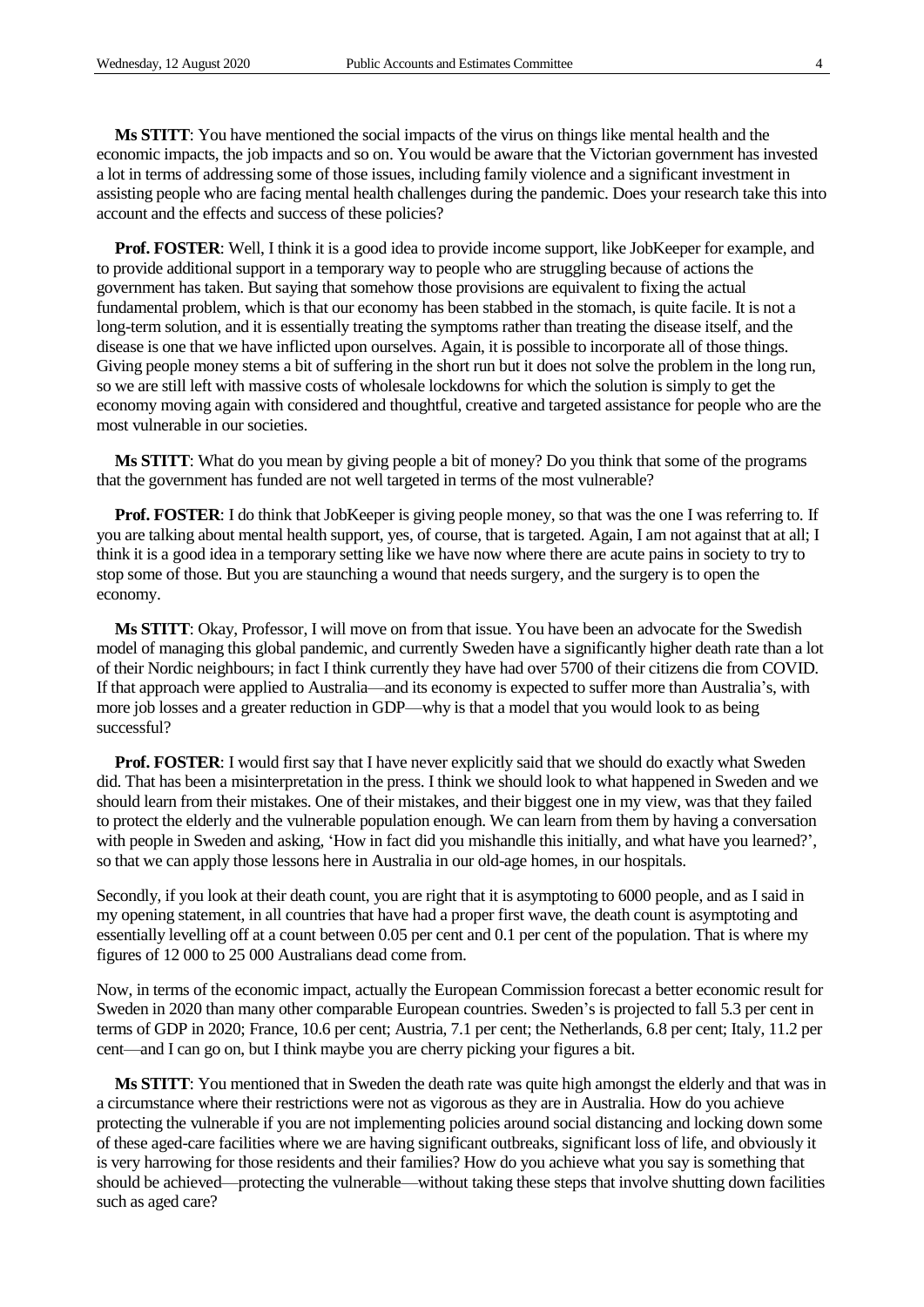**Ms STITT**: You have mentioned the social impacts of the virus on things like mental health and the economic impacts, the job impacts and so on. You would be aware that the Victorian government has invested a lot in terms of addressing some of those issues, including family violence and a significant investment in assisting people who are facing mental health challenges during the pandemic. Does your research take this into account and the effects and success of these policies?

**Prof. FOSTER**: Well, I think it is a good idea to provide income support, like JobKeeper for example, and to provide additional support in a temporary way to people who are struggling because of actions the government has taken. But saying that somehow those provisions are equivalent to fixing the actual fundamental problem, which is that our economy has been stabbed in the stomach, is quite facile. It is not a long-term solution, and it is essentially treating the symptoms rather than treating the disease itself, and the disease is one that we have inflicted upon ourselves. Again, it is possible to incorporate all of those things. Giving people money stems a bit of suffering in the short run but it does not solve the problem in the long run, so we are still left with massive costs of wholesale lockdowns for which the solution is simply to get the economy moving again with considered and thoughtful, creative and targeted assistance for people who are the most vulnerable in our societies.

**Ms STITT**: What do you mean by giving people a bit of money? Do you think that some of the programs that the government has funded are not well targeted in terms of the most vulnerable?

**Prof. FOSTER**: I do think that JobKeeper is giving people money, so that was the one I was referring to. If you are talking about mental health support, yes, of course, that is targeted. Again, I am not against that at all; I think it is a good idea in a temporary setting like we have now where there are acute pains in society to try to stop some of those. But you are staunching a wound that needs surgery, and the surgery is to open the economy.

**Ms STITT**: Okay, Professor, I will move on from that issue. You have been an advocate for the Swedish model of managing this global pandemic, and currently Sweden have a significantly higher death rate than a lot of their Nordic neighbours; in fact I think currently they have had over 5700 of their citizens die from COVID. If that approach were applied to Australia—and its economy is expected to suffer more than Australia's, with more job losses and a greater reduction in GDP—why is that a model that you would look to as being successful?

**Prof. FOSTER**: I would first say that I have never explicitly said that we should do exactly what Sweden did. That has been a misinterpretation in the press. I think we should look to what happened in Sweden and we should learn from their mistakes. One of their mistakes, and their biggest one in my view, was that they failed to protect the elderly and the vulnerable population enough. We can learn from them by having a conversation with people in Sweden and asking, 'How in fact did you mishandle this initially, and what have you learned?', so that we can apply those lessons here in Australia in our old-age homes, in our hospitals.

Secondly, if you look at their death count, you are right that it is asymptoting to 6000 people, and as I said in my opening statement, in all countries that have had a proper first wave, the death count is asymptoting and essentially levelling off at a count between 0.05 per cent and 0.1 per cent of the population. That is where my figures of 12 000 to 25 000 Australians dead come from.

Now, in terms of the economic impact, actually the European Commission forecast a better economic result for Sweden in 2020 than many other comparable European countries. Sweden's is projected to fall 5.3 per cent in terms of GDP in 2020; France, 10.6 per cent; Austria, 7.1 per cent; the Netherlands, 6.8 per cent; Italy, 11.2 per cent—and I can go on, but I think maybe you are cherry picking your figures a bit.

**Ms STITT**: You mentioned that in Sweden the death rate was quite high amongst the elderly and that was in a circumstance where their restrictions were not as vigorous as they are in Australia. How do you achieve protecting the vulnerable if you are not implementing policies around social distancing and locking down some of these aged-care facilities where we are having significant outbreaks, significant loss of life, and obviously it is very harrowing for those residents and their families? How do you achieve what you say is something that should be achieved—protecting the vulnerable—without taking these steps that involve shutting down facilities such as aged care?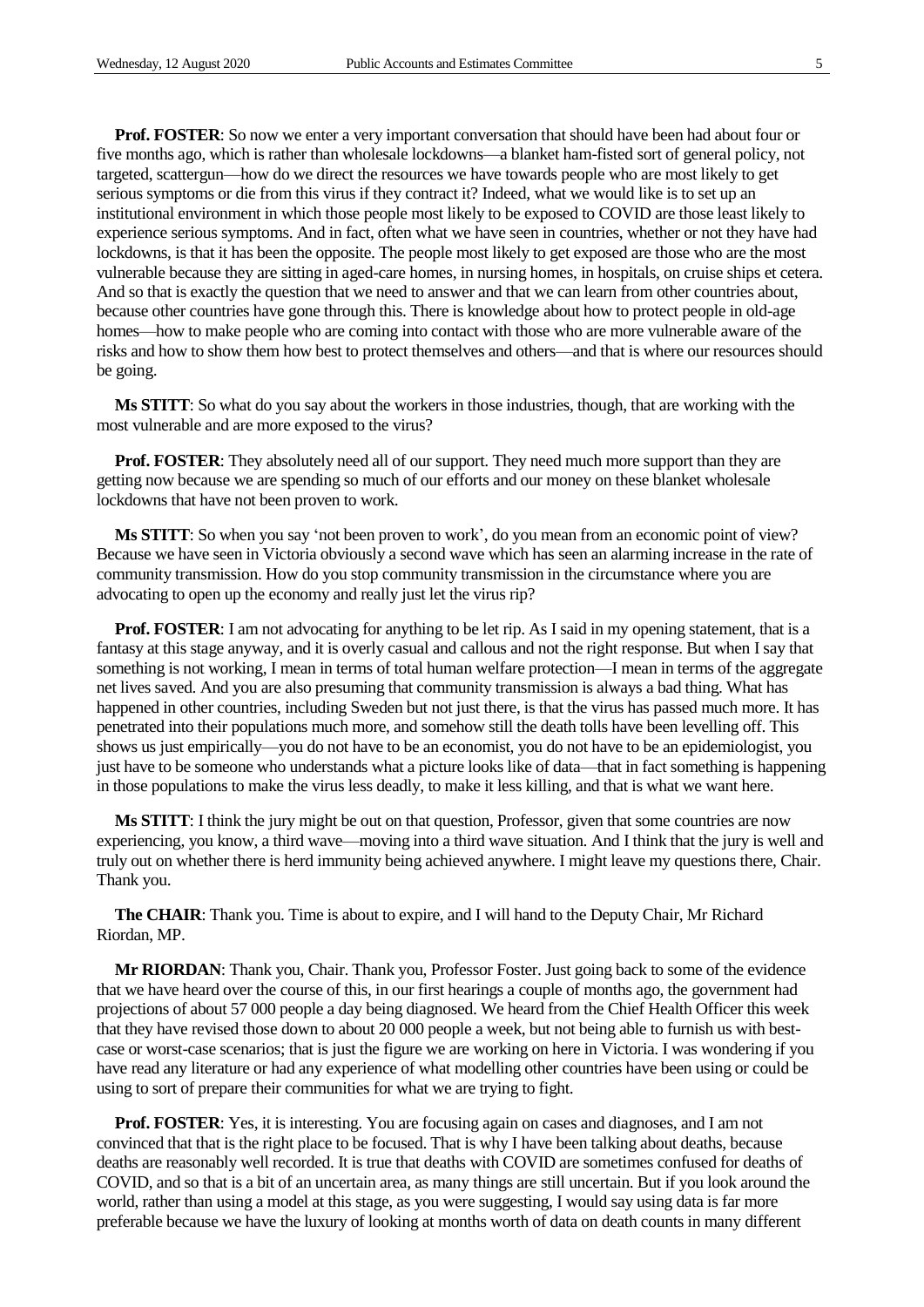**Prof. FOSTER**: So now we enter a very important conversation that should have been had about four or five months ago, which is rather than wholesale lockdowns—a blanket ham-fisted sort of general policy, not targeted, scattergun—how do we direct the resources we have towards people who are most likely to get serious symptoms or die from this virus if they contract it? Indeed, what we would like is to set up an institutional environment in which those people most likely to be exposed to COVID are those least likely to experience serious symptoms. And in fact, often what we have seen in countries, whether or not they have had lockdowns, is that it has been the opposite. The people most likely to get exposed are those who are the most vulnerable because they are sitting in aged-care homes, in nursing homes, in hospitals, on cruise ships et cetera. And so that is exactly the question that we need to answer and that we can learn from other countries about, because other countries have gone through this. There is knowledge about how to protect people in old-age homes—how to make people who are coming into contact with those who are more vulnerable aware of the risks and how to show them how best to protect themselves and others—and that is where our resources should be going.

**Ms STITT**: So what do you say about the workers in those industries, though, that are working with the most vulnerable and are more exposed to the virus?

**Prof. FOSTER**: They absolutely need all of our support. They need much more support than they are getting now because we are spending so much of our efforts and our money on these blanket wholesale lockdowns that have not been proven to work.

**Ms STITT**: So when you say 'not been proven to work', do you mean from an economic point of view? Because we have seen in Victoria obviously a second wave which has seen an alarming increase in the rate of community transmission. How do you stop community transmission in the circumstance where you are advocating to open up the economy and really just let the virus rip?

**Prof. FOSTER**: I am not advocating for anything to be let rip. As I said in my opening statement, that is a fantasy at this stage anyway, and it is overly casual and callous and not the right response. But when I say that something is not working, I mean in terms of total human welfare protection—I mean in terms of the aggregate net lives saved. And you are also presuming that community transmission is always a bad thing. What has happened in other countries, including Sweden but not just there, is that the virus has passed much more. It has penetrated into their populations much more, and somehow still the death tolls have been levelling off. This shows us just empirically—you do not have to be an economist, you do not have to be an epidemiologist, you just have to be someone who understands what a picture looks like of data—that in fact something is happening in those populations to make the virus less deadly, to make it less killing, and that is what we want here.

**Ms STITT**: I think the jury might be out on that question, Professor, given that some countries are now experiencing, you know, a third wave—moving into a third wave situation. And I think that the jury is well and truly out on whether there is herd immunity being achieved anywhere. I might leave my questions there, Chair. Thank you.

**The CHAIR**: Thank you. Time is about to expire, and I will hand to the Deputy Chair, Mr Richard Riordan, MP.

**Mr RIORDAN**: Thank you, Chair. Thank you, Professor Foster. Just going back to some of the evidence that we have heard over the course of this, in our first hearings a couple of months ago, the government had projections of about 57 000 people a day being diagnosed. We heard from the Chief Health Officer this week that they have revised those down to about 20 000 people a week, but not being able to furnish us with best-case or worst-case scenarios; that is just the figure we are working on here in Victoria. I was wondering if you have read any literature or had any experience of what modelling other countries have been using or could be using to sort of prepare their communities for what we are trying to fight.

**Prof. FOSTER**: Yes, it is interesting. You are focusing again on cases and diagnoses, and I am not convinced that that is the right place to be focused. That is why I have been talking about deaths, because deaths are reasonably well recorded. It is true that deaths with COVID are sometimes confused for deaths of COVID, and so that is a bit of an uncertain area, as many things are still uncertain. But if you look around the world, rather than using a model at this stage, as you were suggesting, I would say using data is far more preferable because we have the luxury of looking at months worth of data on death counts in many different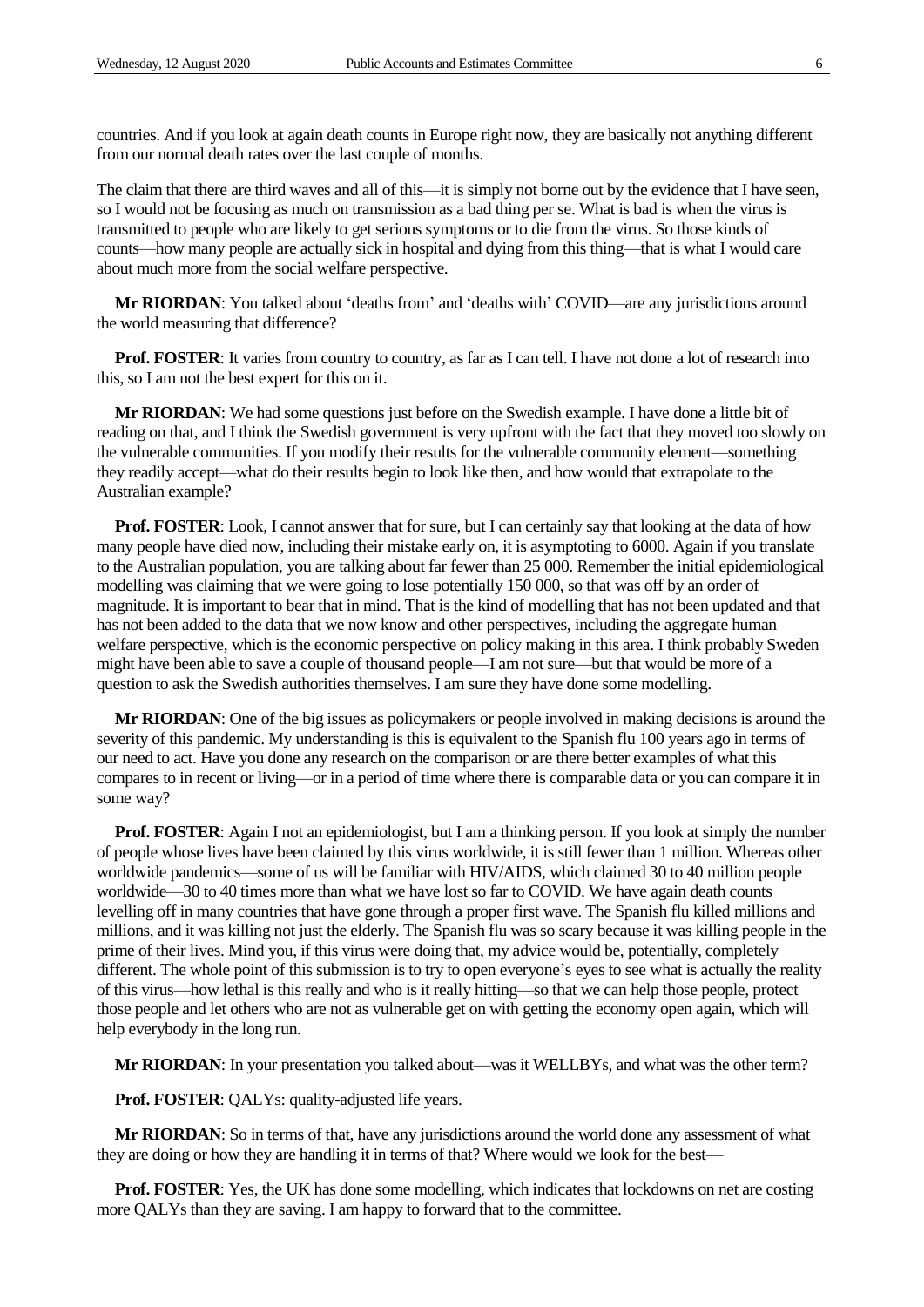countries. And if you look at again death counts in Europe right now, they are basically not anything different from our normal death rates over the last couple of months.

The claim that there are third waves and all of this—it is simply not borne out by the evidence that I have seen, so I would not be focusing as much on transmission as a bad thing per se. What is bad is when the virus is transmitted to people who are likely to get serious symptoms or to die from the virus. So those kinds of counts—how many people are actually sick in hospital and dying from this thing—that is what I would care about much more from the social welfare perspective.

**Mr RIORDAN**: You talked about 'deaths from' and 'deaths with' COVID—are any jurisdictions around the world measuring that difference?

**Prof. FOSTER**: It varies from country to country, as far as I can tell. I have not done a lot of research into this, so I am not the best expert for this on it.

**Mr RIORDAN**: We had some questions just before on the Swedish example. I have done a little bit of reading on that, and I think the Swedish government is very upfront with the fact that they moved too slowly on the vulnerable communities. If you modify their results for the vulnerable community element—something they readily accept—what do their results begin to look like then, and how would that extrapolate to the Australian example?

**Prof. FOSTER**: Look, I cannot answer that for sure, but I can certainly say that looking at the data of how many people have died now, including their mistake early on, it is asymptoting to 6000. Again if you translate to the Australian population, you are talking about far fewer than 25 000. Remember the initial epidemiological modelling was claiming that we were going to lose potentially 150 000, so that was off by an order of magnitude. It is important to bear that in mind. That is the kind of modelling that has not been updated and that has not been added to the data that we now know and other perspectives, including the aggregate human welfare perspective, which is the economic perspective on policy making in this area. I think probably Sweden might have been able to save a couple of thousand people—I am not sure—but that would be more of a question to ask the Swedish authorities themselves. I am sure they have done some modelling.

**Mr RIORDAN**: One of the big issues as policymakers or people involved in making decisions is around the severity of this pandemic. My understanding is this is equivalent to the Spanish flu 100 years ago in terms of our need to act. Have you done any research on the comparison or are there better examples of what this compares to in recent or living—or in a period of time where there is comparable data or you can compare it in some way?

**Prof. FOSTER**: Again I not an epidemiologist, but I am a thinking person. If you look at simply the number of people whose lives have been claimed by this virus worldwide, it is still fewer than 1 million. Whereas other worldwide pandemics—some of us will be familiar with HIV/AIDS, which claimed 30 to 40 million people worldwide—30 to 40 times more than what we have lost so far to COVID. We have again death counts levelling off in many countries that have gone through a proper first wave. The Spanish flu killed millions and millions, and it was killing not just the elderly. The Spanish flu was so scary because it was killing people in the prime of their lives. Mind you, if this virus were doing that, my advice would be, potentially, completely different. The whole point of this submission is to try to open everyone's eyes to see what is actually the reality of this virus—how lethal is this really and who is it really hitting—so that we can help those people, protect those people and let others who are not as vulnerable get on with getting the economy open again, which will help everybody in the long run.

**Mr RIORDAN**: In your presentation you talked about—was it WELLBYs, and what was the other term?

**Prof. FOSTER**: QALYs: quality-adjusted life years.

**Mr RIORDAN**: So in terms of that, have any jurisdictions around the world done any assessment of what they are doing or how they are handling it in terms of that? Where would we look for the best—

**Prof. FOSTER**: Yes, the UK has done some modelling, which indicates that lockdowns on net are costing more QALYs than they are saving. I am happy to forward that to the committee.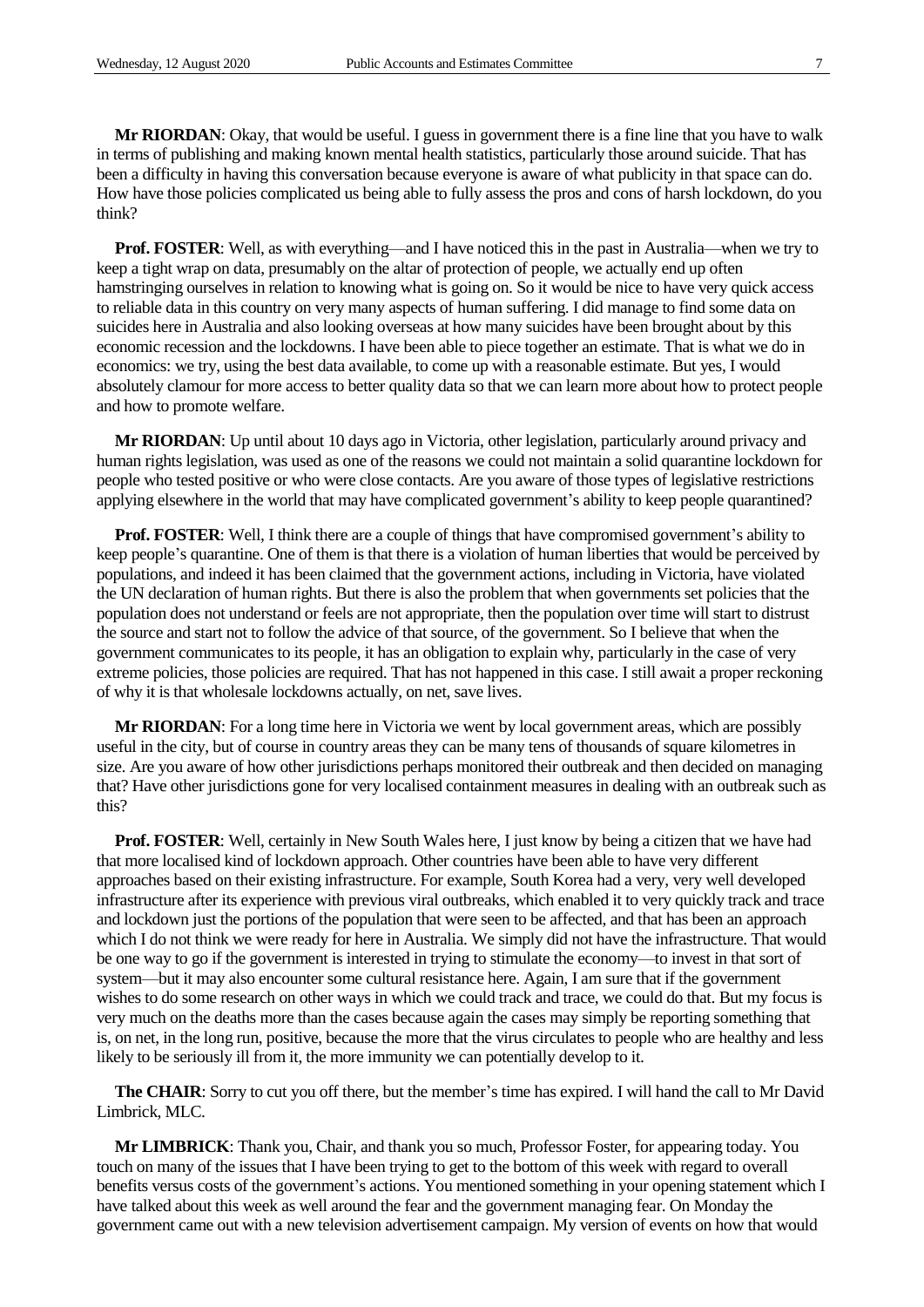**Mr RIORDAN**: Okay, that would be useful. I guess in government there is a fine line that you have to walk in terms of publishing and making known mental health statistics, particularly those around suicide. That has been a difficulty in having this conversation because everyone is aware of what publicity in that space can do. How have those policies complicated us being able to fully assess the pros and cons of harsh lockdown, do you think?

**Prof. FOSTER**: Well, as with everything—and I have noticed this in the past in Australia—when we try to keep a tight wrap on data, presumably on the altar of protection of people, we actually end up often hamstringing ourselves in relation to knowing what is going on. So it would be nice to have very quick access to reliable data in this country on very many aspects of human suffering. I did manage to find some data on suicides here in Australia and also looking overseas at how many suicides have been brought about by this economic recession and the lockdowns. I have been able to piece together an estimate. That is what we do in economics: we try, using the best data available, to come up with a reasonable estimate. But yes, I would absolutely clamour for more access to better quality data so that we can learn more about how to protect people and how to promote welfare.

**Mr RIORDAN**: Up until about 10 days ago in Victoria, other legislation, particularly around privacy and human rights legislation, was used as one of the reasons we could not maintain a solid quarantine lockdown for people who tested positive or who were close contacts. Are you aware of those types of legislative restrictions applying elsewhere in the world that may have complicated government's ability to keep people quarantined?

**Prof. FOSTER**: Well, I think there are a couple of things that have compromised government's ability to keep people's quarantine. One of them is that there is a violation of human liberties that would be perceived by populations, and indeed it has been claimed that the government actions, including in Victoria, have violated the UN declaration of human rights. But there is also the problem that when governments set policies that the population does not understand or feels are not appropriate, then the population over time will start to distrust the source and start not to follow the advice of that source, of the government. So I believe that when the government communicates to its people, it has an obligation to explain why, particularly in the case of very extreme policies, those policies are required. That has not happened in this case. I still await a proper reckoning of why it is that wholesale lockdowns actually, on net, save lives.

**Mr RIORDAN**: For a long time here in Victoria we went by local government areas, which are possibly useful in the city, but of course in country areas they can be many tens of thousands of square kilometres in size. Are you aware of how other jurisdictions perhaps monitored their outbreak and then decided on managing that? Have other jurisdictions gone for very localised containment measures in dealing with an outbreak such as this?

**Prof. FOSTER**: Well, certainly in New South Wales here, I just know by being a citizen that we have had that more localised kind of lockdown approach. Other countries have been able to have very different approaches based on their existing infrastructure. For example, South Korea had a very, very well developed infrastructure after its experience with previous viral outbreaks, which enabled it to very quickly track and trace and lockdown just the portions of the population that were seen to be affected, and that has been an approach which I do not think we were ready for here in Australia. We simply did not have the infrastructure. That would be one way to go if the government is interested in trying to stimulate the economy—to invest in that sort of system—but it may also encounter some cultural resistance here. Again, I am sure that if the government wishes to do some research on other ways in which we could track and trace, we could do that. But my focus is very much on the deaths more than the cases because again the cases may simply be reporting something that is, on net, in the long run, positive, because the more that the virus circulates to people who are healthy and less likely to be seriously ill from it, the more immunity we can potentially develop to it.

**The CHAIR**: Sorry to cut you off there, but the member's time has expired. I will hand the call to Mr David Limbrick, MLC.

**Mr LIMBRICK**: Thank you, Chair, and thank you so much, Professor Foster, for appearing today. You touch on many of the issues that I have been trying to get to the bottom of this week with regard to overall benefits versus costs of the government's actions. You mentioned something in your opening statement which I have talked about this week as well around the fear and the government managing fear. On Monday the government came out with a new television advertisement campaign. My version of events on how that would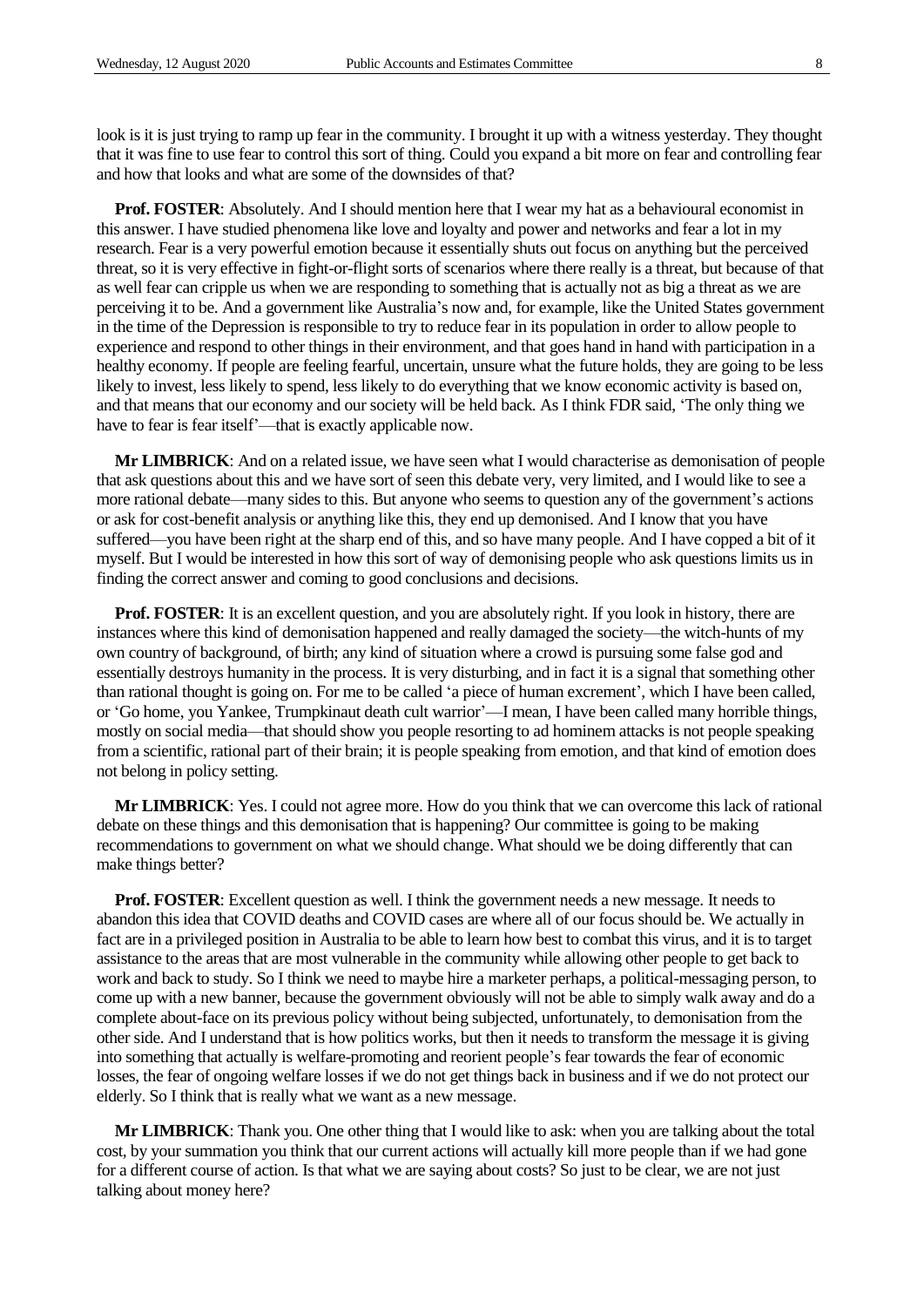look is it is just trying to ramp up fear in the community. I brought it up with a witness yesterday. They thought that it was fine to use fear to control this sort of thing. Could you expand a bit more on fear and controlling fear and how that looks and what are some of the downsides of that?

**Prof. FOSTER**: Absolutely. And I should mention here that I wear my hat as a behavioural economist in this answer. I have studied phenomena like love and loyalty and power and networks and fear a lot in my research. Fear is a very powerful emotion because it essentially shuts out focus on anything but the perceived threat, so it is very effective in fight-or-flight sorts of scenarios where there really is a threat, but because of that as well fear can cripple us when we are responding to something that is actually not as big a threat as we are perceiving it to be. And a government like Australia's now and, for example, like the United States government in the time of the Depression is responsible to try to reduce fear in its population in order to allow people to experience and respond to other things in their environment, and that goes hand in hand with participation in a healthy economy. If people are feeling fearful, uncertain, unsure what the future holds, they are going to be less likely to invest, less likely to spend, less likely to do everything that we know economic activity is based on, and that means that our economy and our society will be held back. As I think FDR said, 'The only thing we have to fear is fear itself'—that is exactly applicable now.

**Mr LIMBRICK**: And on a related issue, we have seen what I would characterise as demonisation of people that ask questions about this and we have sort of seen this debate very, very limited, and I would like to see a more rational debate—many sides to this. But anyone who seems to question any of the government's actions or ask for cost-benefit analysis or anything like this, they end up demonised. And I know that you have suffered—you have been right at the sharp end of this, and so have many people. And I have copped a bit of it myself. But I would be interested in how this sort of way of demonising people who ask questions limits us in finding the correct answer and coming to good conclusions and decisions.

**Prof. FOSTER**: It is an excellent question, and you are absolutely right. If you look in history, there are instances where this kind of demonisation happened and really damaged the society—the witch-hunts of my own country of background, of birth; any kind of situation where a crowd is pursuing some false god and essentially destroys humanity in the process. It is very disturbing, and in fact it is a signal that something other than rational thought is going on. For me to be called 'a piece of human excrement', which I have been called, or 'Go home, you Yankee, Trumpkinaut death cult warrior'—I mean, I have been called many horrible things, mostly on social media—that should show you people resorting to ad hominem attacks is not people speaking from a scientific, rational part of their brain; it is people speaking from emotion, and that kind of emotion does not belong in policy setting.

**Mr LIMBRICK**: Yes. I could not agree more. How do you think that we can overcome this lack of rational debate on these things and this demonisation that is happening? Our committee is going to be making recommendations to government on what we should change. What should we be doing differently that can make things better?

**Prof. FOSTER**: Excellent question as well. I think the government needs a new message. It needs to abandon this idea that COVID deaths and COVID cases are where all of our focus should be. We actually in fact are in a privileged position in Australia to be able to learn how best to combat this virus, and it is to target assistance to the areas that are most vulnerable in the community while allowing other people to get back to work and back to study. So I think we need to maybe hire a marketer perhaps, a political-messaging person, to come up with a new banner, because the government obviously will not be able to simply walk away and do a complete about-face on its previous policy without being subjected, unfortunately, to demonisation from the other side. And I understand that is how politics works, but then it needs to transform the message it is giving into something that actually is welfare-promoting and reorient people's fear towards the fear of economic losses, the fear of ongoing welfare losses if we do not get things back in business and if we do not protect our elderly. So I think that is really what we want as a new message.

**Mr LIMBRICK**: Thank you. One other thing that I would like to ask: when you are talking about the total cost, by your summation you think that our current actions will actually kill more people than if we had gone for a different course of action. Is that what we are saying about costs? So just to be clear, we are not just talking about money here?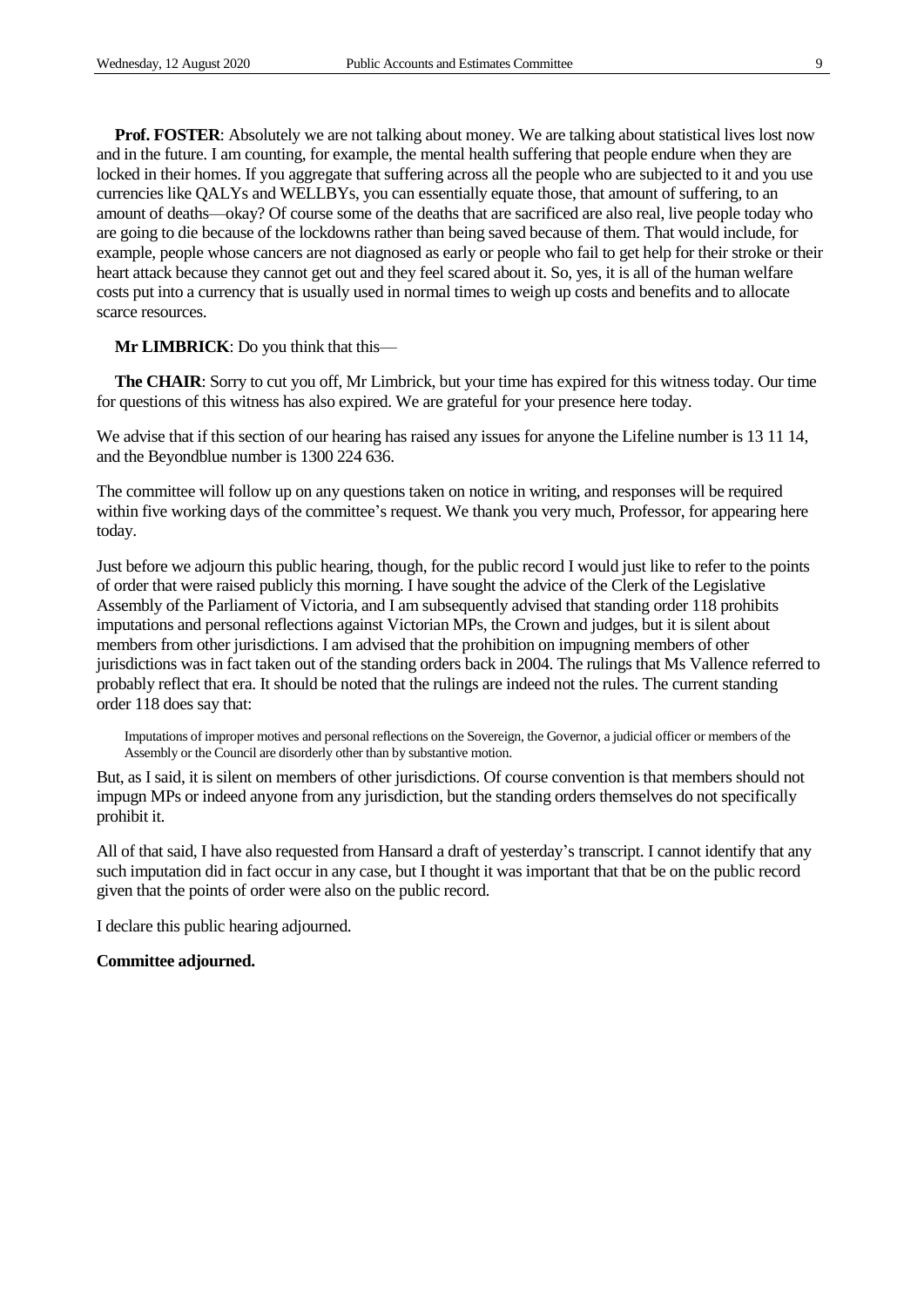**Prof. FOSTER**: Absolutely we are not talking about money. We are talking about statistical lives lost now and in the future. I am counting, for example, the mental health suffering that people endure when they are locked in their homes. If you aggregate that suffering across all the people who are subjected to it and you use currencies like QALYs and WELLBYs, you can essentially equate those, that amount of suffering, to an amount of deaths—okay? Of course some of the deaths that are sacrificed are also real, live people today who are going to die because of the lockdowns rather than being saved because of them. That would include, for example, people whose cancers are not diagnosed as early or people who fail to get help for their stroke or their heart attack because they cannot get out and they feel scared about it. So, yes, it is all of the human welfare costs put into a currency that is usually used in normal times to weigh up costs and benefits and to allocate scarce resources.

**Mr LIMBRICK**: Do you think that this—

**The CHAIR**: Sorry to cut you off, Mr Limbrick, but your time has expired for this witness today. Our time for questions of this witness has also expired. We are grateful for your presence here today.

We advise that if this section of our hearing has raised any issues for anyone the Lifeline number is 13 11 14, and the Beyondblue number is 1300 224 636.

The committee will follow up on any questions taken on notice in writing, and responses will be required within five working days of the committee's request. We thank you very much, Professor, for appearing here today.

Just before we adjourn this public hearing, though, for the public record I would just like to refer to the points of order that were raised publicly this morning. I have sought the advice of the Clerk of the Legislative Assembly of the Parliament of Victoria, and I am subsequently advised that standing order 118 prohibits imputations and personal reflections against Victorian MPs, the Crown and judges, but it is silent about members from other jurisdictions. I am advised that the prohibition on impugning members of other jurisdictions was in fact taken out of the standing orders back in 2004. The rulings that Ms Vallence referred to probably reflect that era. It should be noted that the rulings are indeed not the rules. The current standing order 118 does say that:

> Imputations of improper motives and personal reflections on the Sovereign, the Governor, a judicial officer or members of the Assembly or the Council are disorderly other than by substantive motion.

But, as I said, it is silent on members of other jurisdictions. Of course convention is that members should not impugn MPs or indeed anyone from any jurisdiction, but the standing orders themselves do not specifically prohibit it.

All of that said, I have also requested from Hansard a draft of yesterday's transcript. I cannot identify that any such imputation did in fact occur in any case, but I thought it was important that that be on the public record given that the points of order were also on the public record.

I declare this public hearing adjourned.

**Committee adjourned.**